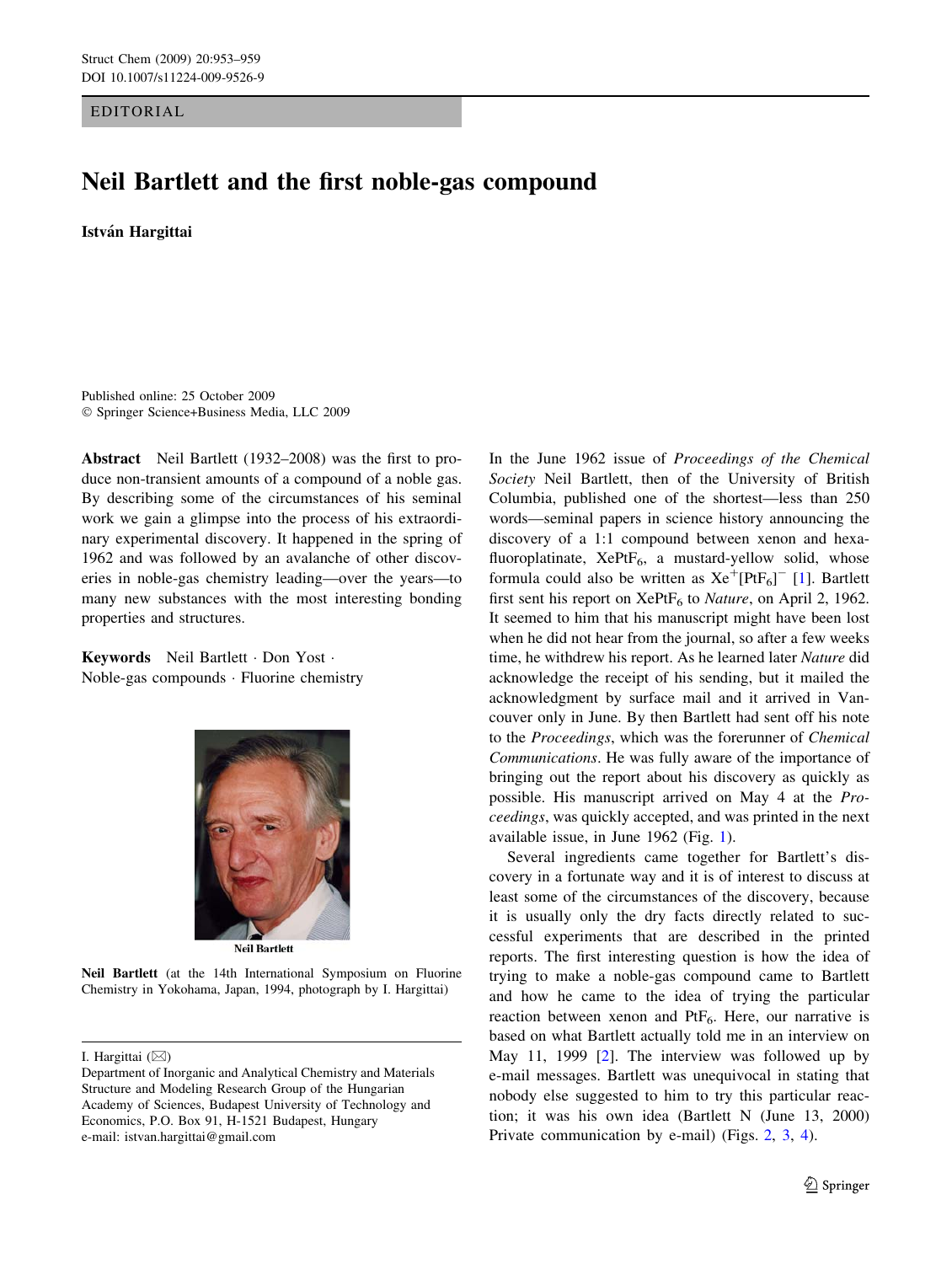EDITORIAL

# Neil Bartlett and the first noble-gas compound

**István Hargittai**

Published online: 25 October 2009
© Springer Science+Business Media, LLC 2009

**Abstract** Neil Bartlett (1932–2008) was the first to produce non-transient amounts of a compound of a noble gas. By describing some of the circumstances of his seminal work we gain a glimpse into the process of his extraordinary experimental discovery. It happened in the spring of 1962 and was followed by an avalanche of other discoveries in noble-gas chemistry leading—over the years—to many new substances with the most interesting bonding properties and structures.

**Keywords** Neil Bartlett · Don Yost · Noble-gas compounds · Fluorine chemistry

Neil Bartlett

**Neil Bartlett** (at the 14th International Symposium on Fluorine Chemistry in Yokohama, Japan, 1994, photograph by I. Hargittai)

I. Hargittai (✉)
Department of Inorganic and Analytical Chemistry and Materials Structure and Modeling Research Group of the Hungarian Academy of Sciences, Budapest University of Technology and Economics, P.O. Box 91, H-1521 Budapest, Hungary
e-mail: istvan.hargittai@gmail.com

In the June 1962 issue of *Proceedings of the Chemical Society* Neil Bartlett, then of the University of British Columbia, published one of the shortest—less than 250 words—seminal papers in science history announcing the discovery of a 1:1 compound between xenon and hexafluoroplatinate, $XePtF_6$, a mustard-yellow solid, whose formula could also be written as $Xe^+[PtF_6]^-$ [1]. Bartlett first sent his report on $XePtF_6$ to *Nature*, on April 2, 1962. It seemed to him that his manuscript might have been lost when he did not hear from the journal, so after a few weeks time, he withdrew his report. As he learned later *Nature* did acknowledge the receipt of his sending, but it mailed the acknowledgment by surface mail and it arrived in Vancouver only in June. By then Bartlett had sent off his note to the *Proceedings*, which was the forerunner of *Chemical Communications*. He was fully aware of the importance of bringing out the report about his discovery as quickly as possible. His manuscript arrived on May 4 at the *Proceedings*, was quickly accepted, and was printed in the next available issue, in June 1962 (Fig. 1).

Several ingredients came together for Bartlett's discovery in a fortunate way and it is of interest to discuss at least some of the circumstances of the discovery, because it is usually only the dry facts directly related to successful experiments that are described in the printed reports. The first interesting question is how the idea of trying to make a noble-gas compound came to Bartlett and how he came to the idea of trying the particular reaction between xenon and $PtF_6$. Here, our narrative is based on what Bartlett actually told me in an interview on May 11, 1999 [2]. The interview was followed up by e-mail messages. Bartlett was unequivocal in stating that nobody else suggested to him to try this particular reaction; it was his own idea (Bartlett N (June 13, 2000) Private communication by e-mail) (Figs. 2, 3, 4).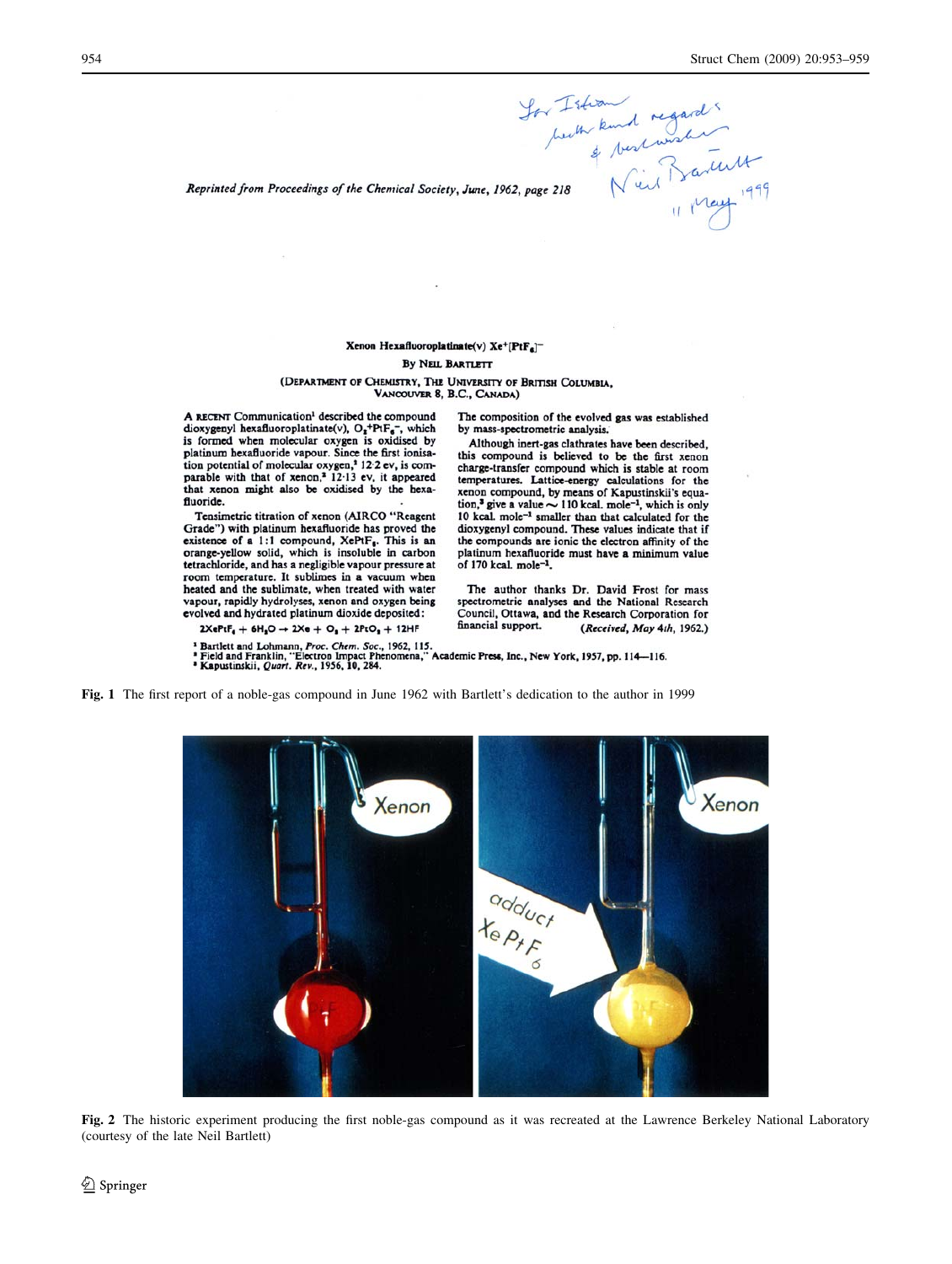For Istvan
with kind regards
& best wishes
Neil Bartlett
11 May 1999

*Reprinted from Proceedings of the Chemical Society, June, 1962, page 218*

**Xenon Hexafluoroplatinate(V) $Xe^+[PtF_6]^-$**

By Neil Bartlett

(Department of Chemistry, The University of British Columbia, Vancouver 8, B.C., Canada)

A recent Communication[1] described the compound dioxygenyl hexafluoroplatinate(V), $O_2^+PtF_6^-$, which is formed when molecular oxygen is oxidised by platinum hexafluoride vapour. Since the first ionisation potential of molecular oxygen,[2] 12·2 ev, is comparable with that of xenon,[2] 12·13 ev, it appeared that xenon might also be oxidised by the hexafluoride.

Tensimetric titration of xenon (AIRCO "Reagent Grade") with platinum hexafluoride has proved the existence of a 1:1 compound, $XePtF_6$. This is an orange-yellow solid, which is insoluble in carbon tetrachloride, and has a negligible vapour pressure at room temperature. It sublimes in a vacuum when heated and the sublimate, when treated with water vapour, rapidly hydrolyses, xenon and oxygen being evolved and hydrated platinum dioxide deposited:

$$2XePtF_6 + 6H_2O \rightarrow 2Xe + O_2 + 2PtO_2 + 12HF$$

The composition of the evolved gas was established by mass-spectrometric analysis.

Although inert-gas clathrates have been described, this compound is believed to be the first xenon charge-transfer compound which is stable at room temperatures. Lattice-energy calculations for the xenon compound, by means of Kapustinskii's equation,[3] give a value ~ 110 kcal. mole$^{-1}$, which is only 10 kcal. mole$^{-1}$ smaller than that calculated for the dioxygenyl compound. These values indicate that if the compounds are ionic the electron affinity of the platinum hexafluoride must have a minimum value of 170 kcal. mole$^{-1}$.

The author thanks Dr. David Frost for mass spectrometric analyses and the National Research Council, Ottawa, and the Research Corporation for financial support. (*Received, May 4th, 1962.*)

[1] Bartlett and Lohmann, *Proc. Chem. Soc.*, 1962, 115.
[2] Field and Franklin, "Electron Impact Phenomena," Academic Press, Inc., New York, 1957, pp. 114—116.
[3] Kapustinskii, *Quart. Rev.*, 1956, **10**, 284.

**Fig. 1** The first report of a noble-gas compound in June 1962 with Bartlett's dedication to the author in 1999

**Fig. 2** The historic experiment producing the first noble-gas compound as it was recreated at the Lawrence Berkeley National Laboratory (courtesy of the late Neil Bartlett)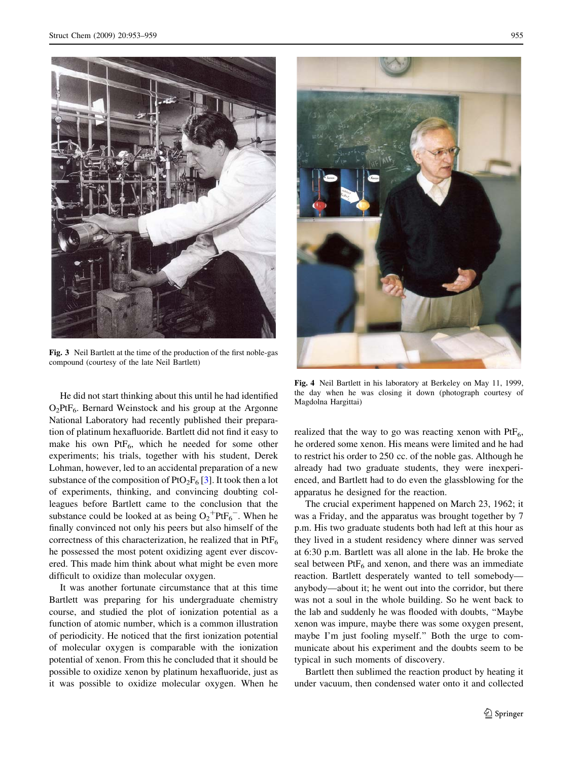Fig. 3 Neil Bartlett at the time of the production of the first noble-gas compound (courtesy of the late Neil Bartlett)

He did not start thinking about this until he had identified $O_2PtF_6$. Bernard Weinstock and his group at the Argonne National Laboratory had recently published their preparation of platinum hexafluoride. Bartlett did not find it easy to make his own $PtF_6$, which he needed for some other experiments; his trials, together with his student, Derek Lohman, however, led to an accidental preparation of a new substance of the composition of $PtO_2F_6$ [3]. It took then a lot of experiments, thinking, and convincing doubting colleagues before Bartlett came to the conclusion that the substance could be looked at as being $O_2^+PtF_6^-$. When he finally convinced not only his peers but also himself of the correctness of this characterization, he realized that in $PtF_6$ he possessed the most potent oxidizing agent ever discovered. This made him think about what might be even more difficult to oxidize than molecular oxygen.

It was another fortunate circumstance that at this time Bartlett was preparing for his undergraduate chemistry course, and studied the plot of ionization potential as a function of atomic number, which is a common illustration of periodicity. He noticed that the first ionization potential of molecular oxygen is comparable with the ionization potential of xenon. From this he concluded that it should be possible to oxidize xenon by platinum hexafluoride, just as it was possible to oxidize molecular oxygen. When he realized that the way to go was reacting xenon with $PtF_6$, he ordered some xenon. His means were limited and he had to restrict his order to 250 cc. of the noble gas. Although he already had two graduate students, they were inexperienced, and Bartlett had to do even the glassblowing for the apparatus he designed for the reaction.

Fig. 4 Neil Bartlett in his laboratory at Berkeley on May 11, 1999, the day when he was closing it down (photograph courtesy of Magdolna Hargittai)

The crucial experiment happened on March 23, 1962; it was a Friday, and the apparatus was brought together by 7 p.m. His two graduate students both had left at this hour as they lived in a student residency where dinner was served at 6:30 p.m. Bartlett was all alone in the lab. He broke the seal between $PtF_6$ and xenon, and there was an immediate reaction. Bartlett desperately wanted to tell somebody—anybody—about it; he went out into the corridor, but there was not a soul in the whole building. So he went back to the lab and suddenly he was flooded with doubts, "Maybe xenon was impure, maybe there was some oxygen present, maybe I'm just fooling myself." Both the urge to communicate about his experiment and the doubts seem to be typical in such moments of discovery.

Bartlett then sublimed the reaction product by heating it under vacuum, then condensed water onto it and collected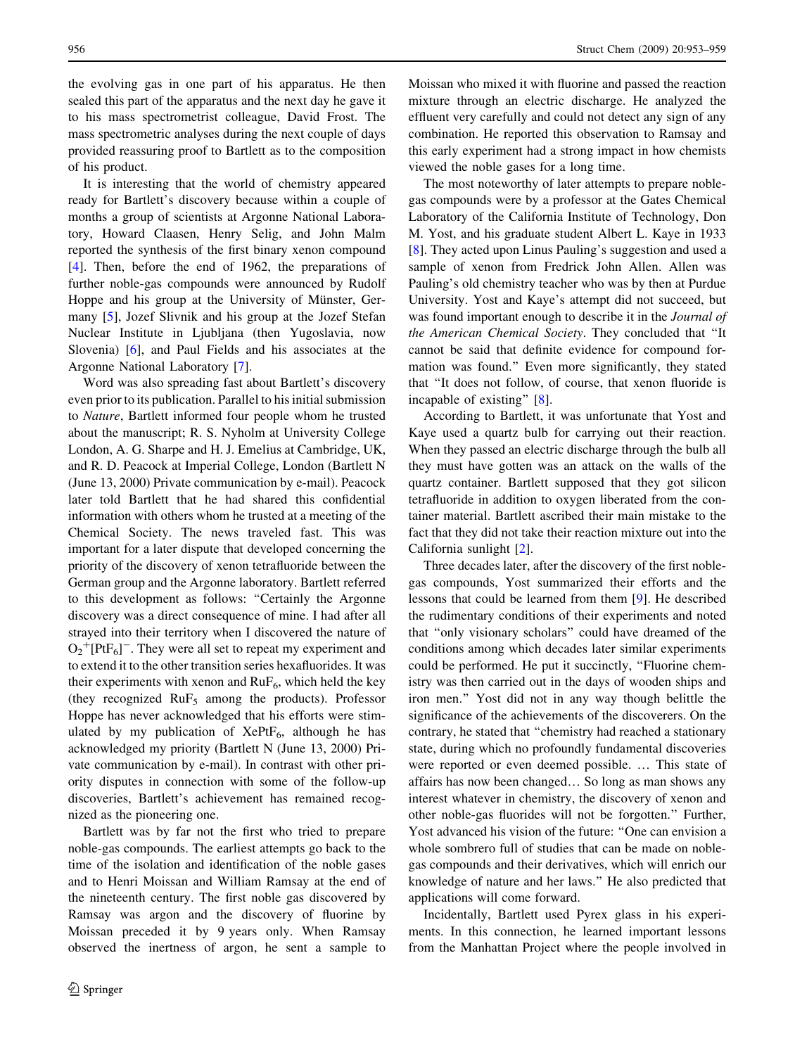the evolving gas in one part of his apparatus. He then sealed this part of the apparatus and the next day he gave it to his mass spectrometrist colleague, David Frost. The mass spectrometric analyses during the next couple of days provided reassuring proof to Bartlett as to the composition of his product.

It is interesting that the world of chemistry appeared ready for Bartlett's discovery because within a couple of months a group of scientists at Argonne National Laboratory, Howard Claasen, Henry Selig, and John Malm reported the synthesis of the first binary xenon compound [4]. Then, before the end of 1962, the preparations of further noble-gas compounds were announced by Rudolf Hoppe and his group at the University of Münster, Germany [5], Jozef Slivnik and his group at the Jozef Stefan Nuclear Institute in Ljubljana (then Yugoslavia, now Slovenia) [6], and Paul Fields and his associates at the Argonne National Laboratory [7].

Word was also spreading fast about Bartlett's discovery even prior to its publication. Parallel to his initial submission to *Nature*, Bartlett informed four people whom he trusted about the manuscript; R. S. Nyholm at University College London, A. G. Sharpe and H. J. Emelius at Cambridge, UK, and R. D. Peacock at Imperial College, London (Bartlett N (June 13, 2000) Private communication by e-mail). Peacock later told Bartlett that he had shared this confidential information with others whom he trusted at a meeting of the Chemical Society. The news traveled fast. This was important for a later dispute that developed concerning the priority of the discovery of xenon tetrafluoride between the German group and the Argonne laboratory. Bartlett referred to this development as follows: "Certainly the Argonne discovery was a direct consequence of mine. I had after all strayed into their territory when I discovered the nature of $O_2^+[PtF_6]^-$. They were all set to repeat my experiment and to extend it to the other transition series hexafluorides. It was their experiments with xenon and $RuF_6$, which held the key (they recognized $RuF_5$ among the products). Professor Hoppe has never acknowledged that his efforts were stimulated by my publication of $XePtF_6$, although he has acknowledged my priority (Bartlett N (June 13, 2000) Private communication by e-mail). In contrast with other priority disputes in connection with some of the follow-up discoveries, Bartlett's achievement has remained recognized as the pioneering one.

Bartlett was by far not the first who tried to prepare noble-gas compounds. The earliest attempts go back to the time of the isolation and identification of the noble gases and to Henri Moissan and William Ramsay at the end of the nineteenth century. The first noble gas discovered by Ramsay was argon and the discovery of fluorine by Moissan preceded it by 9 years only. When Ramsay observed the inertness of argon, he sent a sample to Moissan who mixed it with fluorine and passed the reaction mixture through an electric discharge. He analyzed the effluent very carefully and could not detect any sign of any combination. He reported this observation to Ramsay and this early experiment had a strong impact in how chemists viewed the noble gases for a long time.

The most noteworthy of later attempts to prepare noble-gas compounds were by a professor at the Gates Chemical Laboratory of the California Institute of Technology, Don M. Yost, and his graduate student Albert L. Kaye in 1933 [8]. They acted upon Linus Pauling's suggestion and used a sample of xenon from Fredrick John Allen. Allen was Pauling's old chemistry teacher who was by then at Purdue University. Yost and Kaye's attempt did not succeed, but was found important enough to describe it in the *Journal of the American Chemical Society*. They concluded that "It cannot be said that definite evidence for compound formation was found." Even more significantly, they stated that "It does not follow, of course, that xenon fluoride is incapable of existing" [8].

According to Bartlett, it was unfortunate that Yost and Kaye used a quartz bulb for carrying out their reaction. When they passed an electric discharge through the bulb all they must have gotten was an attack on the walls of the quartz container. Bartlett supposed that they got silicon tetrafluoride in addition to oxygen liberated from the container material. Bartlett ascribed their main mistake to the fact that they did not take their reaction mixture out into the California sunlight [2].

Three decades later, after the discovery of the first noble-gas compounds, Yost summarized their efforts and the lessons that could be learned from them [9]. He described the rudimentary conditions of their experiments and noted that "only visionary scholars" could have dreamed of the conditions among which decades later similar experiments could be performed. He put it succinctly, "Fluorine chemistry was then carried out in the days of wooden ships and iron men." Yost did not in any way though belittle the significance of the achievements of the discoverers. On the contrary, he stated that "chemistry had reached a stationary state, during which no profoundly fundamental discoveries were reported or even deemed possible. … This state of affairs has now been changed… So long as man shows any interest whatever in chemistry, the discovery of xenon and other noble-gas fluorides will not be forgotten." Further, Yost advanced his vision of the future: "One can envision a whole sombrero full of studies that can be made on noble-gas compounds and their derivatives, which will enrich our knowledge of nature and her laws." He also predicted that applications will come forward.

Incidentally, Bartlett used Pyrex glass in his experiments. In this connection, he learned important lessons from the Manhattan Project where the people involved in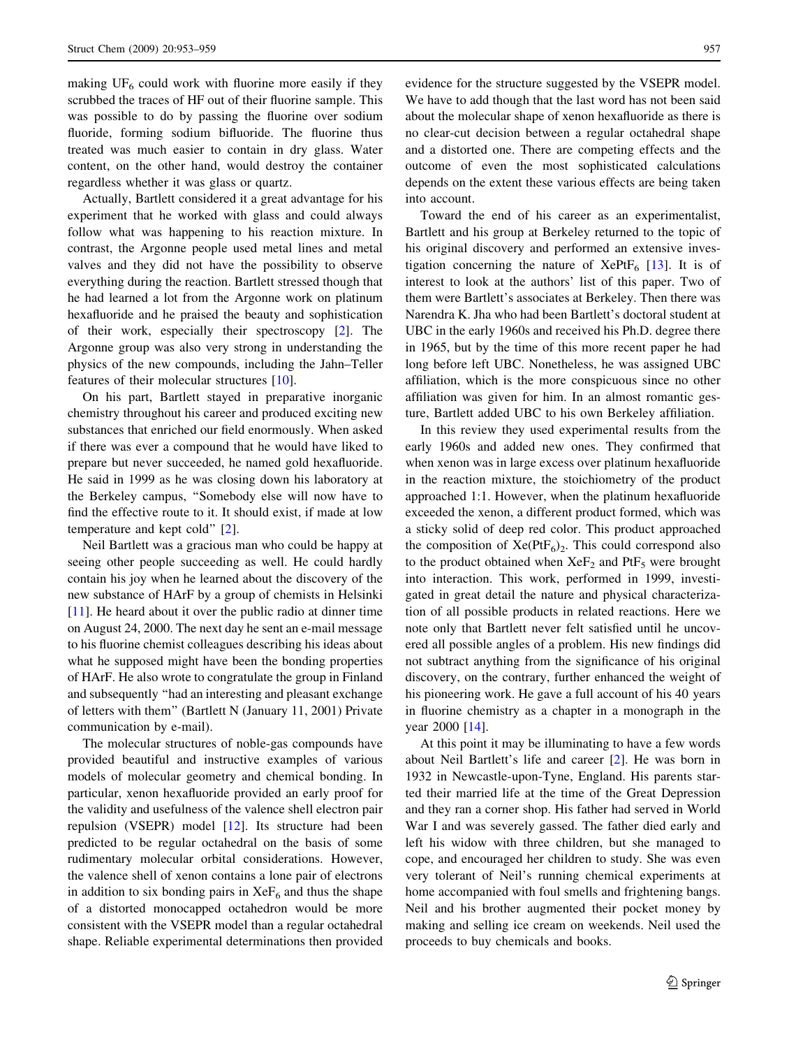making $UF_6$ could work with fluorine more easily if they scrubbed the traces of HF out of their fluorine sample. This was possible to do by passing the fluorine over sodium fluoride, forming sodium bifluoride. The fluorine thus treated was much easier to contain in dry glass. Water content, on the other hand, would destroy the container regardless whether it was glass or quartz.

Actually, Bartlett considered it a great advantage for his experiment that he worked with glass and could always follow what was happening to his reaction mixture. In contrast, the Argonne people used metal lines and metal valves and they did not have the possibility to observe everything during the reaction. Bartlett stressed though that he had learned a lot from the Argonne work on platinum hexafluoride and he praised the beauty and sophistication of their work, especially their spectroscopy [2]. The Argonne group was also very strong in understanding the physics of the new compounds, including the Jahn–Teller features of their molecular structures [10].

On his part, Bartlett stayed in preparative inorganic chemistry throughout his career and produced exciting new substances that enriched our field enormously. When asked if there was ever a compound that he would have liked to prepare but never succeeded, he named gold hexafluoride. He said in 1999 as he was closing down his laboratory at the Berkeley campus, "Somebody else will now have to find the effective route to it. It should exist, if made at low temperature and kept cold" [2].

Neil Bartlett was a gracious man who could be happy at seeing other people succeeding as well. He could hardly contain his joy when he learned about the discovery of the new substance of HArF by a group of chemists in Helsinki [11]. He heard about it over the public radio at dinner time on August 24, 2000. The next day he sent an e-mail message to his fluorine chemist colleagues describing his ideas about what he supposed might have been the bonding properties of HArF. He also wrote to congratulate the group in Finland and subsequently "had an interesting and pleasant exchange of letters with them" (Bartlett N (January 11, 2001) Private communication by e-mail).

The molecular structures of noble-gas compounds have provided beautiful and instructive examples of various models of molecular geometry and chemical bonding. In particular, xenon hexafluoride provided an early proof for the validity and usefulness of the valence shell electron pair repulsion (VSEPR) model [12]. Its structure had been predicted to be regular octahedral on the basis of some rudimentary molecular orbital considerations. However, the valence shell of xenon contains a lone pair of electrons in addition to six bonding pairs in $XeF_6$ and thus the shape of a distorted monocapped octahedron would be more consistent with the VSEPR model than a regular octahedral shape. Reliable experimental determinations then provided evidence for the structure suggested by the VSEPR model. We have to add though that the last word has not been said about the molecular shape of xenon hexafluoride as there is no clear-cut decision between a regular octahedral shape and a distorted one. There are competing effects and the outcome of even the most sophisticated calculations depends on the extent these various effects are being taken into account.

Toward the end of his career as an experimentalist, Bartlett and his group at Berkeley returned to the topic of his original discovery and performed an extensive investigation concerning the nature of $XePtF_6$ [13]. It is of interest to look at the authors' list of this paper. Two of them were Bartlett's associates at Berkeley. Then there was Narendra K. Jha who had been Bartlett's doctoral student at UBC in the early 1960s and received his Ph.D. degree there in 1965, but by the time of this more recent paper he had long before left UBC. Nonetheless, he was assigned UBC affiliation, which is the more conspicuous since no other affiliation was given for him. In an almost romantic gesture, Bartlett added UBC to his own Berkeley affiliation.

In this review they used experimental results from the early 1960s and added new ones. They confirmed that when xenon was in large excess over platinum hexafluoride in the reaction mixture, the stoichiometry of the product approached 1:1. However, when the platinum hexafluoride exceeded the xenon, a different product formed, which was a sticky solid of deep red color. This product approached the composition of $Xe(PtF_6)_2$. This could correspond also to the product obtained when $XeF_2$ and $PtF_5$ were brought into interaction. This work, performed in 1999, investigated in great detail the nature and physical characterization of all possible products in related reactions. Here we note only that Bartlett never felt satisfied until he uncovered all possible angles of a problem. His new findings did not subtract anything from the significance of his original discovery, on the contrary, further enhanced the weight of his pioneering work. He gave a full account of his 40 years in fluorine chemistry as a chapter in a monograph in the year 2000 [14].

At this point it may be illuminating to have a few words about Neil Bartlett's life and career [2]. He was born in 1932 in Newcastle-upon-Tyne, England. His parents started their married life at the time of the Great Depression and they ran a corner shop. His father had served in World War I and was severely gassed. The father died early and left his widow with three children, but she managed to cope, and encouraged her children to study. She was even very tolerant of Neil's running chemical experiments at home accompanied with foul smells and frightening bangs. Neil and his brother augmented their pocket money by making and selling ice cream on weekends. Neil used the proceeds to buy chemicals and books.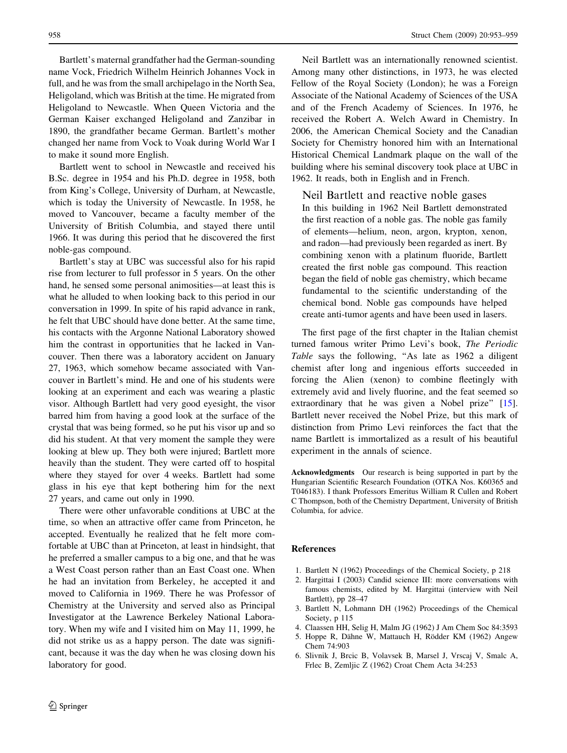Bartlett's maternal grandfather had the German-sounding name Vock, Friedrich Wilhelm Heinrich Johannes Vock in full, and he was from the small archipelago in the North Sea, Heligoland, which was British at the time. He migrated from Heligoland to Newcastle. When Queen Victoria and the German Kaiser exchanged Heligoland and Zanzibar in 1890, the grandfather became German. Bartlett's mother changed her name from Vock to Voak during World War I to make it sound more English.

Bartlett went to school in Newcastle and received his B.Sc. degree in 1954 and his Ph.D. degree in 1958, both from King's College, University of Durham, at Newcastle, which is today the University of Newcastle. In 1958, he moved to Vancouver, became a faculty member of the University of British Columbia, and stayed there until 1966. It was during this period that he discovered the first noble-gas compound.

Bartlett's stay at UBC was successful also for his rapid rise from lecturer to full professor in 5 years. On the other hand, he sensed some personal animosities—at least this is what he alluded to when looking back to this period in our conversation in 1999. In spite of his rapid advance in rank, he felt that UBC should have done better. At the same time, his contacts with the Argonne National Laboratory showed him the contrast in opportunities that he lacked in Vancouver. Then there was a laboratory accident on January 27, 1963, which somehow became associated with Vancouver in Bartlett's mind. He and one of his students were looking at an experiment and each was wearing a plastic visor. Although Bartlett had very good eyesight, the visor barred him from having a good look at the surface of the crystal that was being formed, so he put his visor up and so did his student. At that very moment the sample they were looking at blew up. They both were injured; Bartlett more heavily than the student. They were carted off to hospital where they stayed for over 4 weeks. Bartlett had some glass in his eye that kept bothering him for the next 27 years, and came out only in 1990.

There were other unfavorable conditions at UBC at the time, so when an attractive offer came from Princeton, he accepted. Eventually he realized that he felt more comfortable at UBC than at Princeton, at least in hindsight, that he preferred a smaller campus to a big one, and that he was a West Coast person rather than an East Coast one. When he had an invitation from Berkeley, he accepted it and moved to California in 1969. There he was Professor of Chemistry at the University and served also as Principal Investigator at the Lawrence Berkeley National Laboratory. When my wife and I visited him on May 11, 1999, he did not strike us as a happy person. The date was significant, because it was the day when he was closing down his laboratory for good.

Neil Bartlett was an internationally renowned scientist. Among many other distinctions, in 1973, he was elected Fellow of the Royal Society (London); he was a Foreign Associate of the National Academy of Sciences of the USA and of the French Academy of Sciences. In 1976, he received the Robert A. Welch Award in Chemistry. In 2006, the American Chemical Society and the Canadian Society for Chemistry honored him with an International Historical Chemical Landmark plaque on the wall of the building where his seminal discovery took place at UBC in 1962. It reads, both in English and in French.

> Neil Bartlett and reactive noble gases
>
> In this building in 1962 Neil Bartlett demonstrated the first reaction of a noble gas. The noble gas family of elements—helium, neon, argon, krypton, xenon, and radon—had previously been regarded as inert. By combining xenon with a platinum fluoride, Bartlett created the first noble gas compound. This reaction began the field of noble gas chemistry, which became fundamental to the scientific understanding of the chemical bond. Noble gas compounds have helped create anti-tumor agents and have been used in lasers.

The first page of the first chapter in the Italian chemist turned famous writer Primo Levi's book, *The Periodic Table* says the following, "As late as 1962 a diligent chemist after long and ingenious efforts succeeded in forcing the Alien (xenon) to combine fleetingly with extremely avid and lively fluorine, and the feat seemed so extraordinary that he was given a Nobel prize" [15]. Bartlett never received the Nobel Prize, but this mark of distinction from Primo Levi reinforces the fact that the name Bartlett is immortalized as a result of his beautiful experiment in the annals of science.

**Acknowledgments** Our research is being supported in part by the Hungarian Scientific Research Foundation (OTKA Nos. K60365 and T046183). I thank Professors Emeritus William R Cullen and Robert C Thompson, both of the Chemistry Department, University of British Columbia, for advice.

## References

1. Bartlett N (1962) Proceedings of the Chemical Society, p 218
2. Hargittai I (2003) Candid science III: more conversations with famous chemists, edited by M. Hargittai (interview with Neil Bartlett), pp 28–47
3. Bartlett N, Lohmann DH (1962) Proceedings of the Chemical Society, p 115
4. Claassen HH, Selig H, Malm JG (1962) J Am Chem Soc 84:3593
5. Hoppe R, Dähne W, Mattauch H, Rödder KM (1962) Angew Chem 74:903
6. Slivnik J, Brcic B, Volavsek B, Marsel J, Vrscaj V, Smalc A, Frlec B, Zemljic Z (1962) Croat Chem Acta 34:253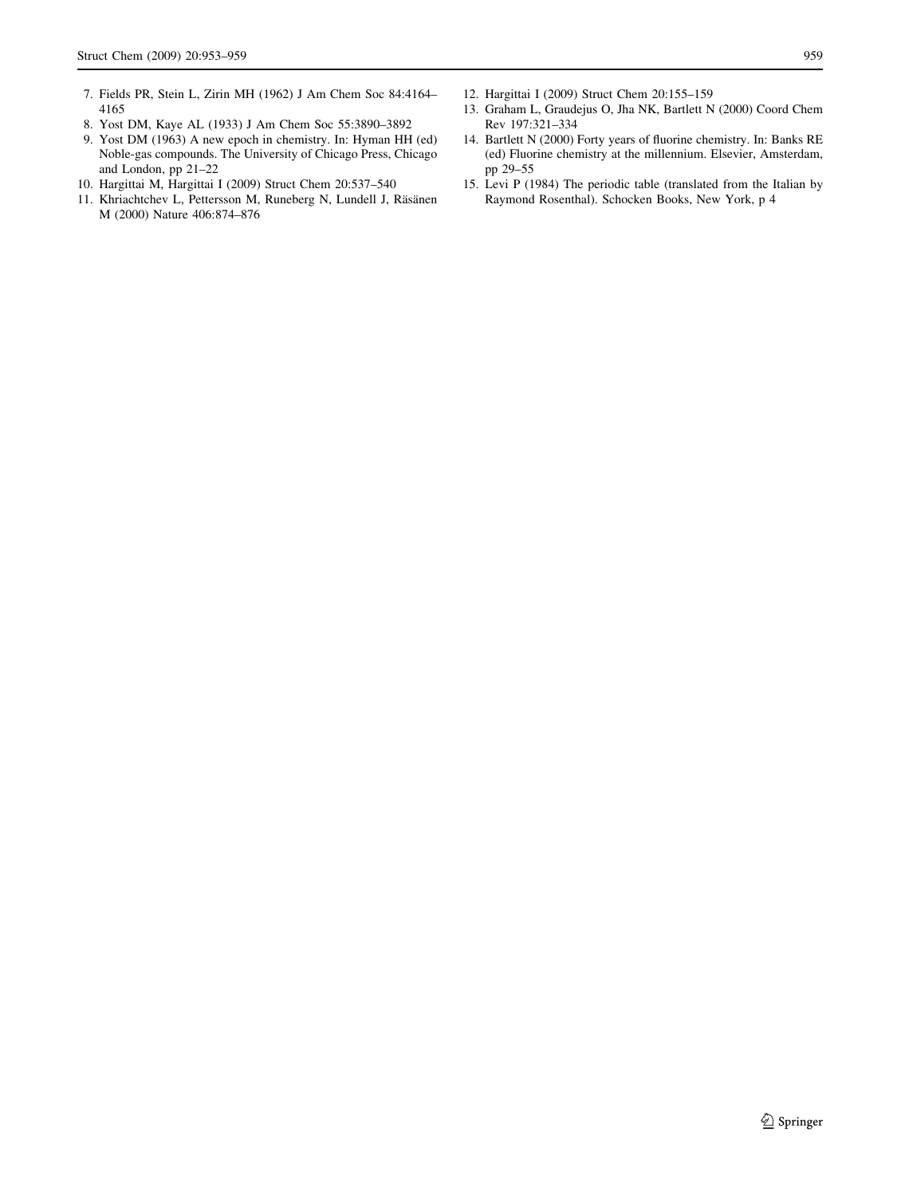7. Fields PR, Stein L, Zirin MH (1962) J Am Chem Soc 84:4164–4165
8. Yost DM, Kaye AL (1933) J Am Chem Soc 55:3890–3892
9. Yost DM (1963) A new epoch in chemistry. In: Hyman HH (ed) Noble-gas compounds. The University of Chicago Press, Chicago and London, pp 21–22
10. Hargittai M, Hargittai I (2009) Struct Chem 20:537–540
11. Khriachtchev L, Pettersson M, Runeberg N, Lundell J, Räsänen M (2000) Nature 406:874–876
12. Hargittai I (2009) Struct Chem 20:155–159
13. Graham L, Graudejus O, Jha NK, Bartlett N (2000) Coord Chem Rev 197:321–334
14. Bartlett N (2000) Forty years of fluorine chemistry. In: Banks RE (ed) Fluorine chemistry at the millennium. Elsevier, Amsterdam, pp 29–55
15. Levi P (1984) The periodic table (translated from the Italian by Raymond Rosenthal). Schocken Books, New York, p 4